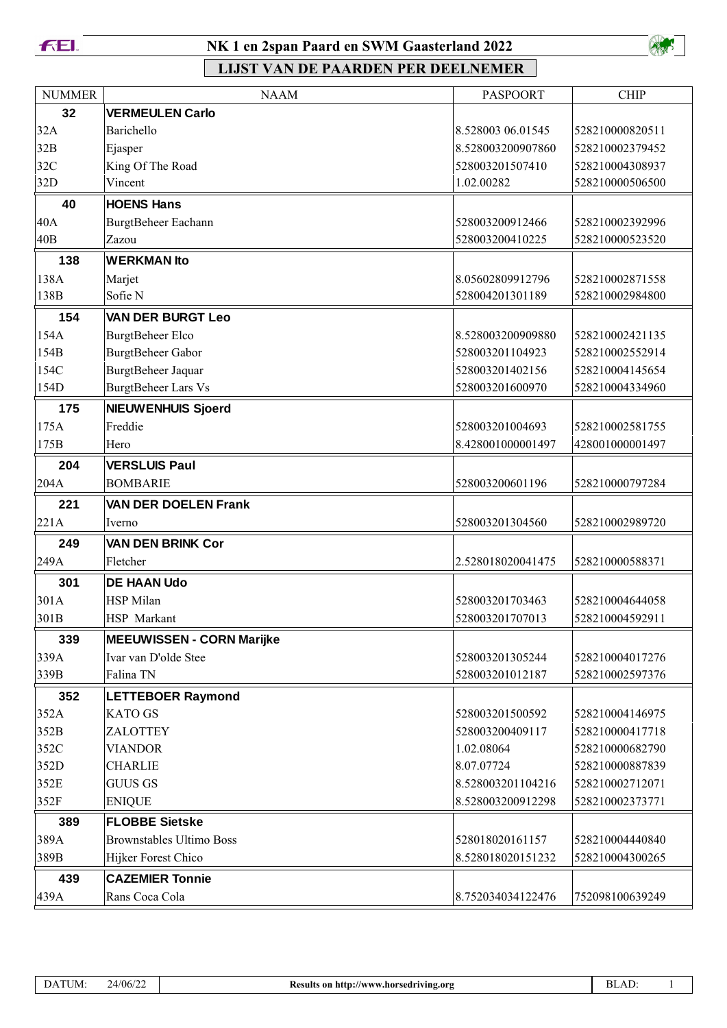# NK 1 en 2span Paard en SWM Gaasterland 2022

## LIJST VAN DE PAARDEN PER DEELNEMER

| NUMMER | NAAM | PASPOORT | CHIP |
|---|---|---|---|
| **32** | **VERMEULEN Carlo** | | |
| 32A | Barichello | 8.528003 06.01545 | 528210000820511 |
| 32B | Ejasper | 8.528003200907860 | 528210002379452 |
| 32C | King Of The Road | 528003201507410 | 528210004308937 |
| 32D | Vincent | 1.02.00282 | 528210000506500 |
| **40** | **HOENS Hans** | | |
| 40A | BurgtBeheer Eachann | 528003200912466 | 528210002392996 |
| 40B | Zazou | 528003200410225 | 528210000523520 |
| **138** | **WERKMAN Ito** | | |
| 138A | Marjet | 8.05602809912796 | 528210002871558 |
| 138B | Sofie N | 528004201301189 | 528210002984800 |
| **154** | **VAN DER BURGT Leo** | | |
| 154A | BurgtBeheer Elco | 8.528003200909880 | 528210002421135 |
| 154B | BurgtBeheer Gabor | 528003201104923 | 528210002552914 |
| 154C | BurgtBeheer Jaquar | 528003201402156 | 528210004145654 |
| 154D | BurgtBeheer Lars Vs | 528003201600970 | 528210004334960 |
| **175** | **NIEUWENHUIS Sjoerd** | | |
| 175A | Freddie | 528003201004693 | 528210002581755 |
| 175B | Hero | 8.428001000001497 | 428001000001497 |
| **204** | **VERSLUIS Paul** | | |
| 204A | BOMBARIE | 528003200601196 | 528210000797284 |
| **221** | **VAN DER DOELEN Frank** | | |
| 221A | Iverno | 528003201304560 | 528210002989720 |
| **249** | **VAN DEN BRINK Cor** | | |
| 249A | Fletcher | 2.528018020041475 | 528210000588371 |
| **301** | **DE HAAN Udo** | | |
| 301A | HSP Milan | 528003201703463 | 528210004644058 |
| 301B | HSP Markant | 528003201707013 | 528210004592911 |
| **339** | **MEEUWISSEN - CORN Marijke** | | |
| 339A | Ivar van D'olde Stee | 528003201305244 | 528210004017276 |
| 339B | Falina TN | 528003201012187 | 528210002597376 |
| **352** | **LETTEBOER Raymond** | | |
| 352A | KATO GS | 528003201500592 | 528210004146975 |
| 352B | ZALOTTEY | 528003200409117 | 528210000417718 |
| 352C | VIANDOR | 1.02.08064 | 528210000682790 |
| 352D | CHARLIE | 8.07.07724 | 528210000887839 |
| 352E | GUUS GS | 8.528003201104216 | 528210002712071 |
| 352F | ENIQUE | 8.528003200912298 | 528210002373771 |
| **389** | **FLOBBE Sietske** | | |
| 389A | Brownstables Ultimo Boss | 528018020161157 | 528210004440840 |
| 389B | Hijker Forest Chico | 8.528018020151232 | 528210004300265 |
| **439** | **CAZEMIER Tonnie** | | |
| 439A | Rans Coca Cola | 8.752034034122476 | 752098100639249 |

DATUM: 24/06/22 — Results on http://www.horsedriving.org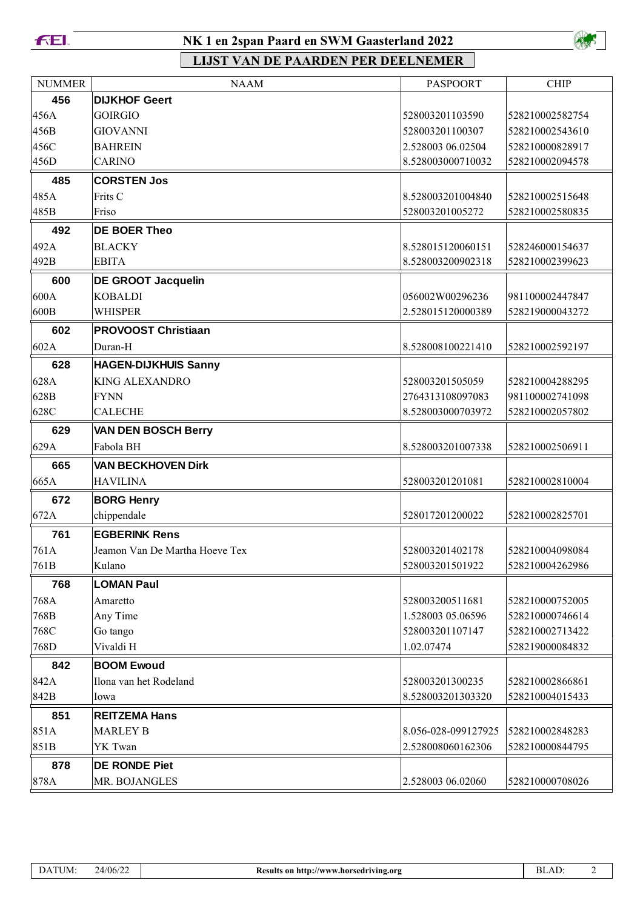# NK 1 en 2span Paard en SWM Gaasterland 2022

## LIJST VAN DE PAARDEN PER DEELNEMER

| NUMMER | NAAM | PASPOORT | CHIP |
|---|---|---|---|
| **456** | **DIJKHOF Geert** | | |
| 456A | GOIRGIO | 528003201103590 | 528210002582754 |
| 456B | GIOVANNI | 528003201100307 | 528210002543610 |
| 456C | BAHREIN | 2.528003 06.02504 | 528210000828917 |
| 456D | CARINO | 8.528003000710032 | 528210002094578 |
| **485** | **CORSTEN Jos** | | |
| 485A | Frits C | 8.528003201004840 | 528210002515648 |
| 485B | Friso | 528003201005272 | 528210002580835 |
| **492** | **DE BOER Theo** | | |
| 492A | BLACKY | 8.528015120060151 | 528246000154637 |
| 492B | EBITA | 8.528003200902318 | 528210002399623 |
| **600** | **DE GROOT Jacquelin** | | |
| 600A | KOBALDI | 056002W00296236 | 981100002447847 |
| 600B | WHISPER | 2.528015120000389 | 528219000043272 |
| **602** | **PROVOOST Christiaan** | | |
| 602A | Duran-H | 8.528008100221410 | 528210002592197 |
| **628** | **HAGEN-DIJKHUIS Sanny** | | |
| 628A | KING ALEXANDRO | 528003201505059 | 528210004288295 |
| 628B | FYNN | 2764313108097083 | 981100002741098 |
| 628C | CALECHE | 8.528003000703972 | 528210002057802 |
| **629** | **VAN DEN BOSCH Berry** | | |
| 629A | Fabola BH | 8.528003201007338 | 528210002506911 |
| **665** | **VAN BECKHOVEN Dirk** | | |
| 665A | HAVILINA | 528003201201081 | 528210002810004 |
| **672** | **BORG Henry** | | |
| 672A | chippendale | 528017201200022 | 528210002825701 |
| **761** | **EGBERINK Rens** | | |
| 761A | Jeamon Van De Martha Hoeve Tex | 528003201402178 | 528210004098084 |
| 761B | Kulano | 528003201501922 | 528210004262986 |
| **768** | **LOMAN Paul** | | |
| 768A | Amaretto | 528003200511681 | 528210000752005 |
| 768B | Any Time | 1.528003 05.06596 | 528210000746614 |
| 768C | Go tango | 528003201107147 | 528210002713422 |
| 768D | Vivaldi H | 1.02.07474 | 528219000084832 |
| **842** | **BOOM Ewoud** | | |
| 842A | Ilona van het Rodeland | 528003201300235 | 528210002866861 |
| 842B | Iowa | 8.528003201303320 | 528210004015433 |
| **851** | **REITZEMA Hans** | | |
| 851A | MARLEY B | 8.056-028-099127925 | 528210002848283 |
| 851B | YK Twan | 2.528008060162306 | 528210000844795 |
| **878** | **DE RONDE Piet** | | |
| 878A | MR. BOJANGLES | 2.528003 06.02060 | 528210000708026 |

DATUM: 24/06/22 | Results on http://www.horsedriving.org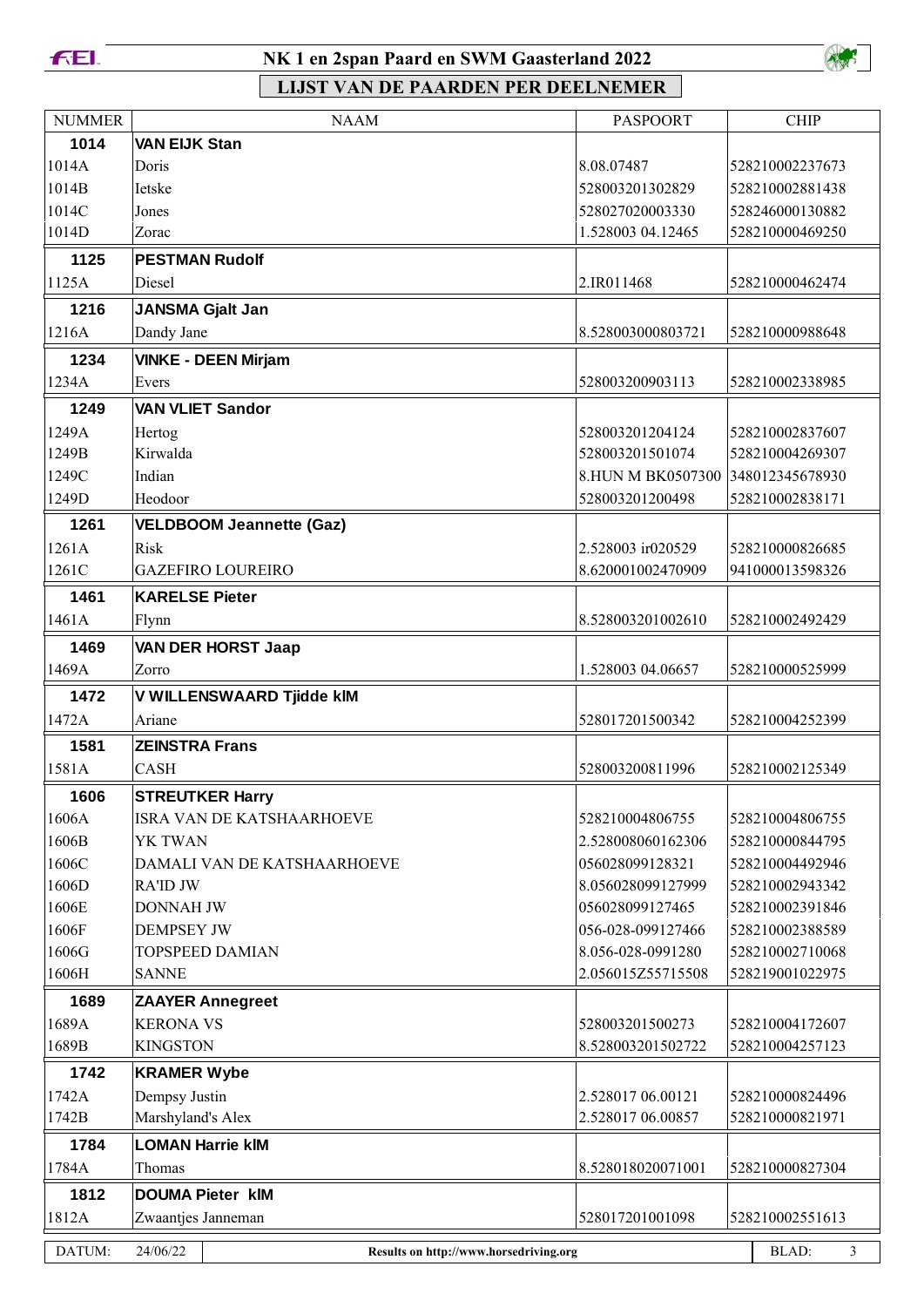# NK 1 en 2span Paard en SWM Gaasterland 2022

## LIJST VAN DE PAARDEN PER DEELNEMER

| NUMMER | NAAM | PASPOORT | CHIP |
|---|---|---|---|
| **1014** | **VAN EIJK Stan** | | |
| 1014A | Doris | 8.08.07487 | 528210002237673 |
| 1014B | Ietske | 528003201302829 | 528210002881438 |
| 1014C | Jones | 528027020003330 | 528246000130882 |
| 1014D | Zorac | 1.528003 04.12465 | 528210000469250 |
| **1125** | **PESTMAN Rudolf** | | |
| 1125A | Diesel | 2.IR011468 | 528210000462474 |
| **1216** | **JANSMA Gjalt Jan** | | |
| 1216A | Dandy Jane | 8.528003000803721 | 528210000988648 |
| **1234** | **VINKE - DEEN Mirjam** | | |
| 1234A | Evers | 528003200903113 | 528210002338985 |
| **1249** | **VAN VLIET Sandor** | | |
| 1249A | Hertog | 528003201204124 | 528210002837607 |
| 1249B | Kirwalda | 528003201501074 | 528210004269307 |
| 1249C | Indian | 8.HUN M BK0507300 | 348012345678930 |
| 1249D | Heodoor | 528003201200498 | 528210002838171 |
| **1261** | **VELDBOOM Jeannette (Gaz)** | | |
| 1261A | Risk | 2.528003 ir020529 | 528210000826685 |
| 1261C | GAZEFIRO LOUREIRO | 8.620001002470909 | 941000013598326 |
| **1461** | **KARELSE Pieter** | | |
| 1461A | Flynn | 8.528003201002610 | 528210002492429 |
| **1469** | **VAN DER HORST Jaap** | | |
| 1469A | Zorro | 1.528003 04.06657 | 528210000525999 |
| **1472** | **V WILLENSWAARD Tjidde klM** | | |
| 1472A | Ariane | 528017201500342 | 528210004252399 |
| **1581** | **ZEINSTRA Frans** | | |
| 1581A | CASH | 528003200811996 | 528210002125349 |
| **1606** | **STREUTKER Harry** | | |
| 1606A | ISRA VAN DE KATSHAARHOEVE | 528210004806755 | 528210004806755 |
| 1606B | YK TWAN | 2.528008060162306 | 528210000844795 |
| 1606C | DAMALI VAN DE KATSHAARHOEVE | 056028099128321 | 528210004492946 |
| 1606D | RA'ID JW | 8.056028099127999 | 528210002943342 |
| 1606E | DONNAH JW | 056028099127465 | 528210002391846 |
| 1606F | DEMPSEY JW | 056-028-099127466 | 528210002388589 |
| 1606G | TOPSPEED DAMIAN | 8.056-028-0991280 | 528210002710068 |
| 1606H | SANNE | 2.056015Z55715508 | 528219001022975 |
| **1689** | **ZAAYER Annegreet** | | |
| 1689A | KERONA VS | 528003201500273 | 528210004172607 |
| 1689B | KINGSTON | 8.528003201502722 | 528210004257123 |
| **1742** | **KRAMER Wybe** | | |
| 1742A | Dempsy Justin | 2.528017 06.00121 | 528210000824496 |
| 1742B | Marshyland's Alex | 2.528017 06.00857 | 528210000821971 |
| **1784** | **LOMAN Harrie klM** | | |
| 1784A | Thomas | 8.528018020071001 | 528210000827304 |
| **1812** | **DOUMA Pieter klM** | | |
| 1812A | Zwaantjes Janneman | 528017201001098 | 528210002551613 |

DATUM: 24/06/22 — Results on http://www.horsedriving.org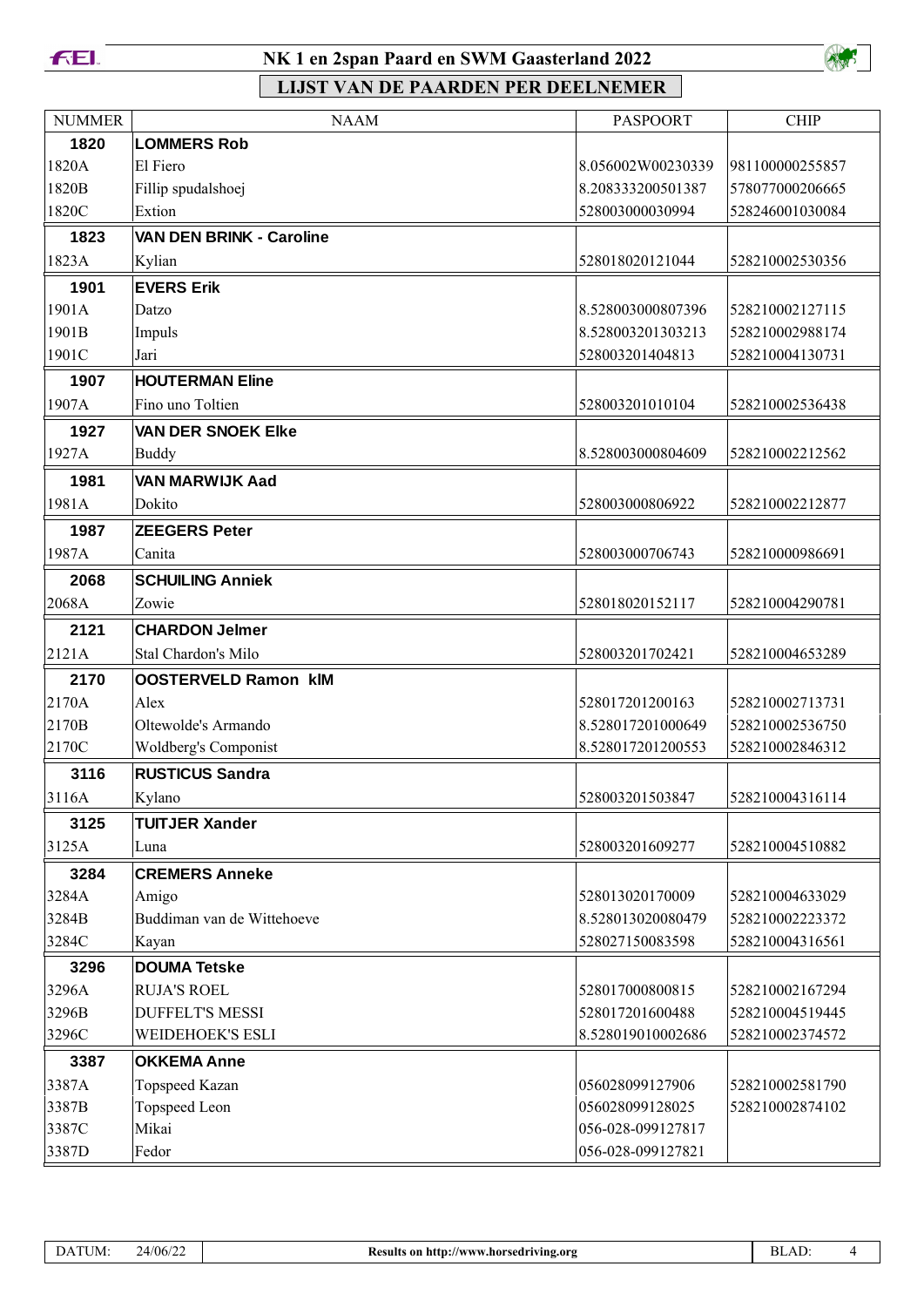# NK 1 en 2span Paard en SWM Gaasterland 2022

## LIJST VAN DE PAARDEN PER DEELNEMER

| NUMMER | NAAM | PASPOORT | CHIP |
|---|---|---|---|
| **1820** | **LOMMERS Rob** | | |
| 1820A | El Fiero | 8.056002W00230339 | 981100000255857 |
| 1820B | Fillip spudalshoej | 8.208333200501387 | 578077000206665 |
| 1820C | Extion | 528003000030994 | 528246001030084 |
| **1823** | **VAN DEN BRINK - Caroline** | | |
| 1823A | Kylian | 528018020121044 | 528210002530356 |
| **1901** | **EVERS Erik** | | |
| 1901A | Datzo | 8.528003000807396 | 528210002127115 |
| 1901B | Impuls | 8.528003201303213 | 528210002988174 |
| 1901C | Jari | 528003201404813 | 528210004130731 |
| **1907** | **HOUTERMAN Eline** | | |
| 1907A | Fino uno Toltien | 528003201010104 | 528210002536438 |
| **1927** | **VAN DER SNOEK Elke** | | |
| 1927A | Buddy | 8.528003000804609 | 528210002212562 |
| **1981** | **VAN MARWIJK Aad** | | |
| 1981A | Dokito | 528003000806922 | 528210002212877 |
| **1987** | **ZEEGERS Peter** | | |
| 1987A | Canita | 528003000706743 | 528210000986691 |
| **2068** | **SCHUILING Anniek** | | |
| 2068A | Zowie | 528018020152117 | 528210004290781 |
| **2121** | **CHARDON Jelmer** | | |
| 2121A | Stal Chardon's Milo | 528003201702421 | 528210004653289 |
| **2170** | **OOSTERVELD Ramon klM** | | |
| 2170A | Alex | 528017201200163 | 528210002713731 |
| 2170B | Oltewolde's Armando | 8.528017201000649 | 528210002536750 |
| 2170C | Woldberg's Componist | 8.528017201200553 | 528210002846312 |
| **3116** | **RUSTICUS Sandra** | | |
| 3116A | Kylano | 528003201503847 | 528210004316114 |
| **3125** | **TUITJER Xander** | | |
| 3125A | Luna | 528003201609277 | 528210004510882 |
| **3284** | **CREMERS Anneke** | | |
| 3284A | Amigo | 528013020170009 | 528210004633029 |
| 3284B | Buddiman van de Wittehoeve | 8.528013020080479 | 528210002223372 |
| 3284C | Kayan | 528027150083598 | 528210004316561 |
| **3296** | **DOUMA Tetske** | | |
| 3296A | RUJA'S ROEL | 528017000800815 | 528210002167294 |
| 3296B | DUFFELT'S MESSI | 528017201600488 | 528210004519445 |
| 3296C | WEIDEHOEK'S ESLI | 8.528019010002686 | 528210002374572 |
| **3387** | **OKKEMA Anne** | | |
| 3387A | Topspeed Kazan | 056028099127906 | 528210002581790 |
| 3387B | Topspeed Leon | 056028099128025 | 528210002874102 |
| 3387C | Mikai | 056-028-099127817 | |
| 3387D | Fedor | 056-028-099127821 | |

| DATUM: | 24/06/22 | Results on http://www.horsedriving.org | BLAD: | 4 |
|---|---|---|---|---|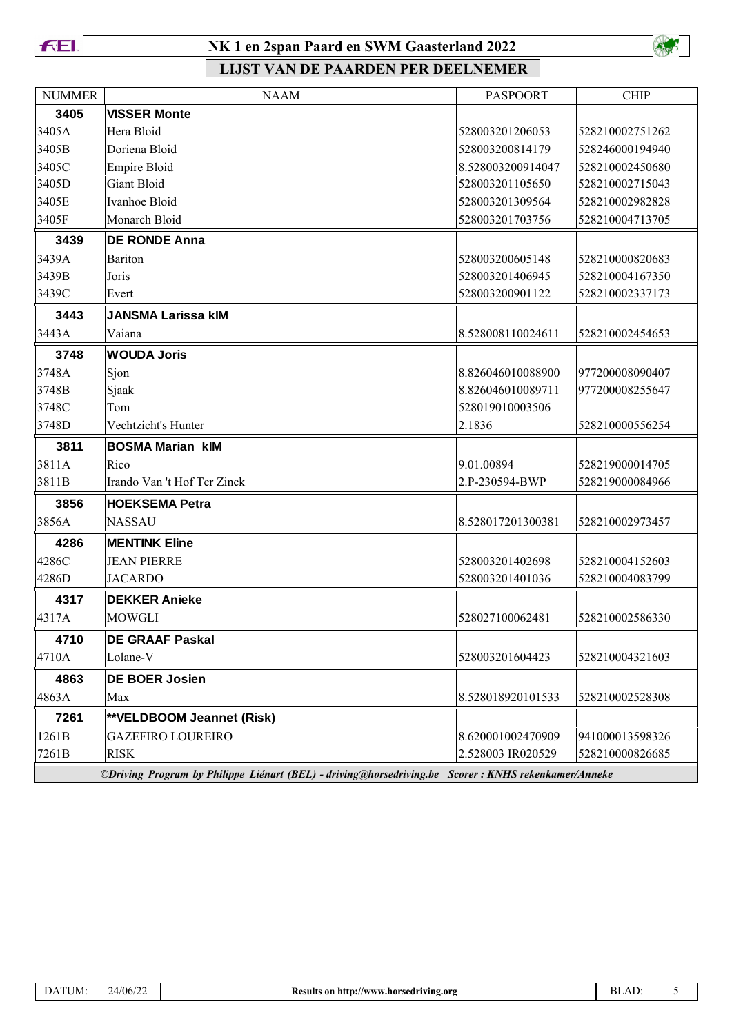# NK 1 en 2span Paard en SWM Gaasterland 2022

## LIJST VAN DE PAARDEN PER DEELNEMER

| NUMMER | NAAM | PASPOORT | CHIP |
|---|---|---|---|
| **3405** | **VISSER Monte** | | |
| 3405A | Hera Bloid | 528003201206053 | 528210002751262 |
| 3405B | Doriena Bloid | 528003200814179 | 528246000194940 |
| 3405C | Empire Bloid | 8.528003200914047 | 528210002450680 |
| 3405D | Giant Bloid | 528003201105650 | 528210002715043 |
| 3405E | Ivanhoe Bloid | 528003201309564 | 528210002982828 |
| 3405F | Monarch Bloid | 528003201703756 | 528210004713705 |
| **3439** | **DE RONDE Anna** | | |
| 3439A | Bariton | 528003200605148 | 528210000820683 |
| 3439B | Joris | 528003201406945 | 528210004167350 |
| 3439C | Evert | 528003200901122 | 528210002337173 |
| **3443** | **JANSMA Larissa klM** | | |
| 3443A | Vaiana | 8.528008110024611 | 528210002454653 |
| **3748** | **WOUDA Joris** | | |
| 3748A | Sjon | 8.826046010088900 | 977200008090407 |
| 3748B | Sjaak | 8.826046010089711 | 977200008255647 |
| 3748C | Tom | 528019010003506 | |
| 3748D | Vechtzicht's Hunter | 2.1836 | 528210000556254 |
| **3811** | **BOSMA Marian klM** | | |
| 3811A | Rico | 9.01.00894 | 528219000014705 |
| 3811B | Irando Van 't Hof Ter Zinck | 2.P-230594-BWP | 528219000084966 |
| **3856** | **HOEKSEMA Petra** | | |
| 3856A | NASSAU | 8.528017201300381 | 528210002973457 |
| **4286** | **MENTINK Eline** | | |
| 4286C | JEAN PIERRE | 528003201402698 | 528210004152603 |
| 4286D | JACARDO | 528003201401036 | 528210004083799 |
| **4317** | **DEKKER Anieke** | | |
| 4317A | MOWGLI | 528027100062481 | 528210002586330 |
| **4710** | **DE GRAAF Paskal** | | |
| 4710A | Lolane-V | 528003201604423 | 528210004321603 |
| **4863** | **DE BOER Josien** | | |
| 4863A | Max | 8.528018920101533 | 528210002528308 |
| **7261** | **\*\*VELDBOOM Jeannet (Risk)** | | |
| 1261B | GAZEFIRO LOUREIRO | 8.620001002470909 | 941000013598326 |
| 7261B | RISK | 2.528003 IR020529 | 528210000826685 |

*©Driving Program by Philippe Liénart (BEL) - driving@horsedriving.be Scorer : KNHS rekenkamer/Anneke*

DATUM: 24/06/22 — Results on http://www.horsedriving.org